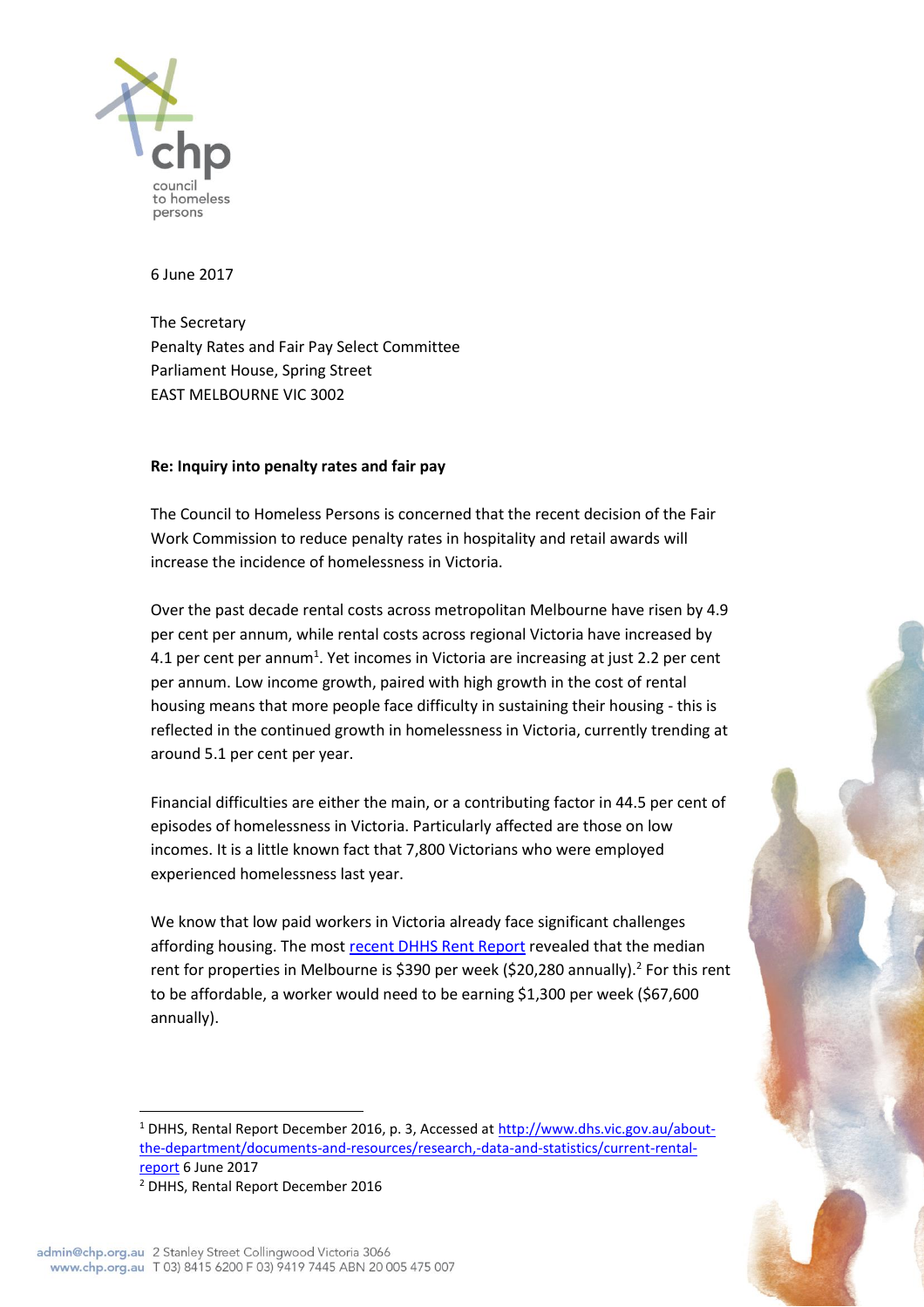council to homeless persons

6 June 2017

The Secretary
Penalty Rates and Fair Pay Select Committee
Parliament House, Spring Street
EAST MELBOURNE VIC 3002

**Re: Inquiry into penalty rates and fair pay**

The Council to Homeless Persons is concerned that the recent decision of the Fair Work Commission to reduce penalty rates in hospitality and retail awards will increase the incidence of homelessness in Victoria.

Over the past decade rental costs across metropolitan Melbourne have risen by 4.9 per cent per annum, while rental costs across regional Victoria have increased by 4.1 per cent per annum[1]. Yet incomes in Victoria are increasing at just 2.2 per cent per annum. Low income growth, paired with high growth in the cost of rental housing means that more people face difficulty in sustaining their housing - this is reflected in the continued growth in homelessness in Victoria, currently trending at around 5.1 per cent per year.

Financial difficulties are either the main, or a contributing factor in 44.5 per cent of episodes of homelessness in Victoria. Particularly affected are those on low incomes. It is a little known fact that 7,800 Victorians who were employed experienced homelessness last year.

We know that low paid workers in Victoria already face significant challenges affording housing. The most [recent DHHS Rent Report](http://www.dhs.vic.gov.au/about-the-department/documents-and-resources/research,-data-and-statistics/current-rental-report) revealed that the median rent for properties in Melbourne is $390 per week ($20,280 annually).[2] For this rent to be affordable, a worker would need to be earning $1,300 per week ($67,600 annually).

---

[1] DHHS, Rental Report December 2016, p. 3, Accessed at http://www.dhs.vic.gov.au/about-the-department/documents-and-resources/research,-data-and-statistics/current-rental-report 6 June 2017

[2] DHHS, Rental Report December 2016

admin@chp.org.au 2 Stanley Street Collingwood Victoria 3066
www.chp.org.au T 03) 8415 6200 F 03) 9419 7445 ABN 20 005 475 007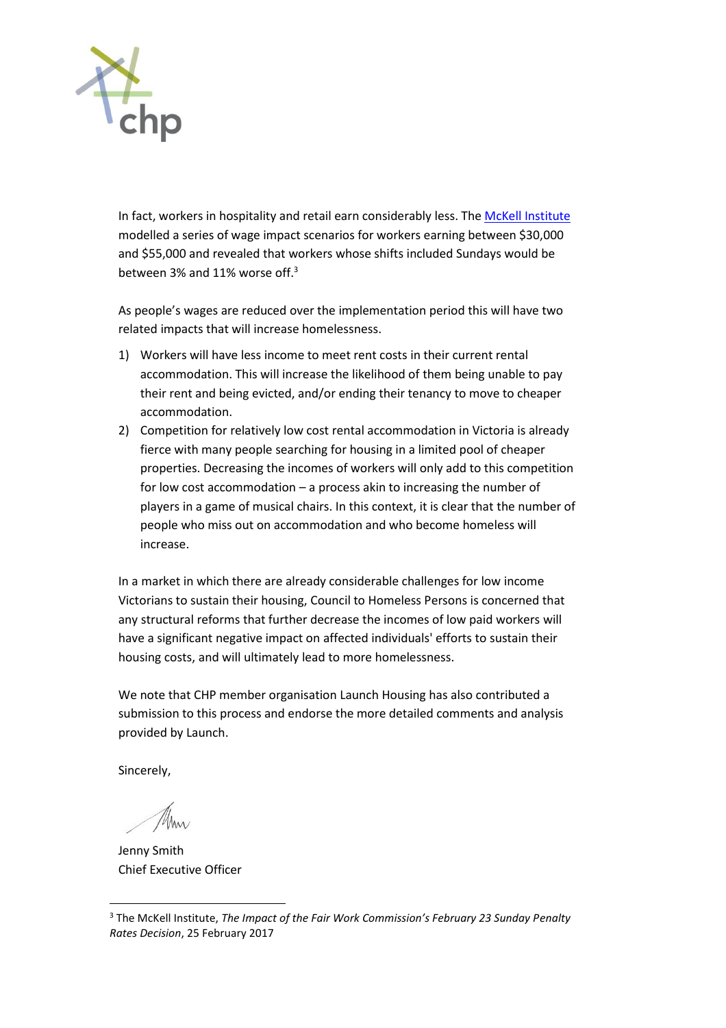In fact, workers in hospitality and retail earn considerably less. The McKell Institute modelled a series of wage impact scenarios for workers earning between $30,000 and $55,000 and revealed that workers whose shifts included Sundays would be between 3% and 11% worse off.[3]

As people's wages are reduced over the implementation period this will have two related impacts that will increase homelessness.

1) Workers will have less income to meet rent costs in their current rental accommodation. This will increase the likelihood of them being unable to pay their rent and being evicted, and/or ending their tenancy to move to cheaper accommodation.
2) Competition for relatively low cost rental accommodation in Victoria is already fierce with many people searching for housing in a limited pool of cheaper properties. Decreasing the incomes of workers will only add to this competition for low cost accommodation – a process akin to increasing the number of players in a game of musical chairs. In this context, it is clear that the number of people who miss out on accommodation and who become homeless will increase.

In a market in which there are already considerable challenges for low income Victorians to sustain their housing, Council to Homeless Persons is concerned that any structural reforms that further decrease the incomes of low paid workers will have a significant negative impact on affected individuals' efforts to sustain their housing costs, and will ultimately lead to more homelessness.

We note that CHP member organisation Launch Housing has also contributed a submission to this process and endorse the more detailed comments and analysis provided by Launch.

Sincerely,

Jenny Smith
Chief Executive Officer

[3] The McKell Institute, *The Impact of the Fair Work Commission's February 23 Sunday Penalty Rates Decision*, 25 February 2017